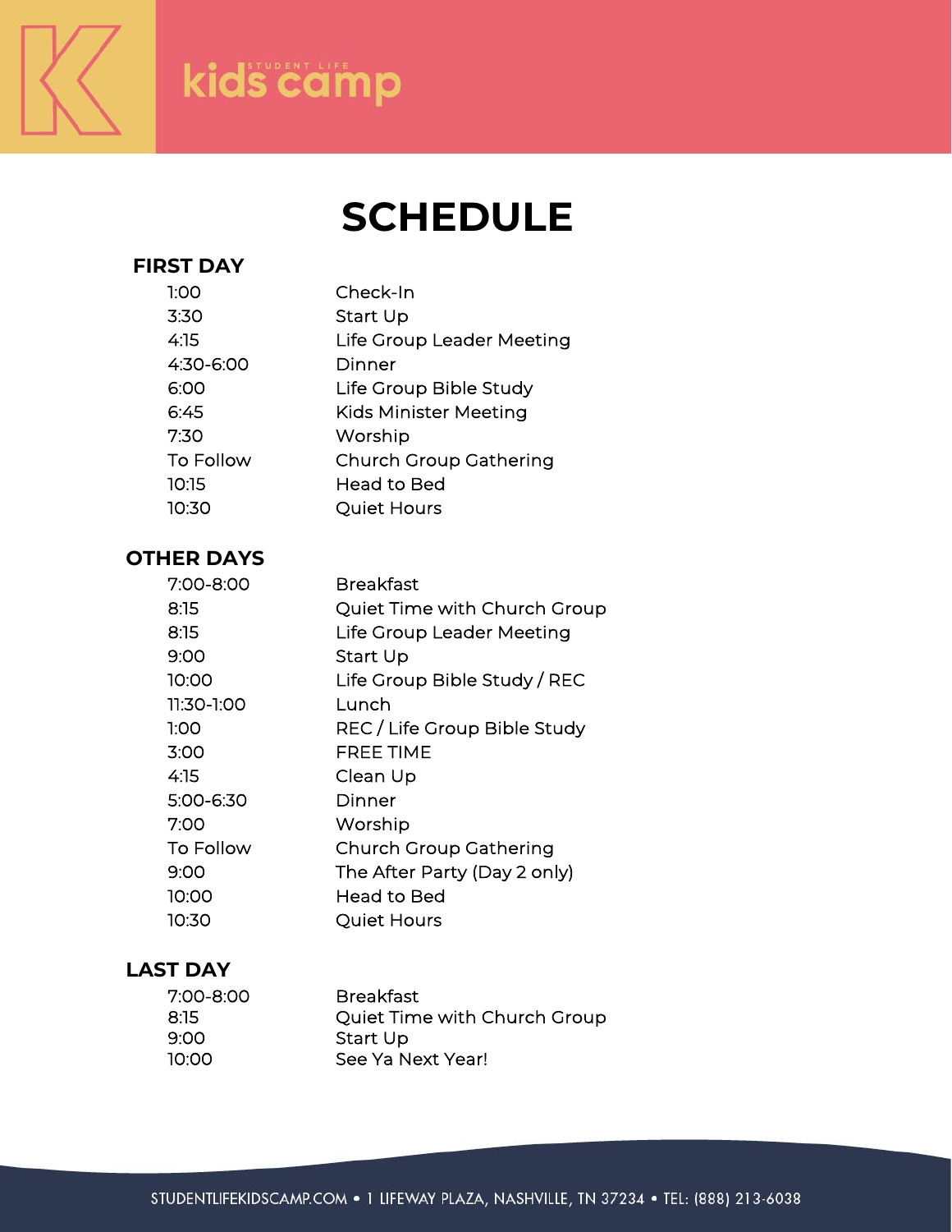# kids camp

STUDENT LIFE

## SCHEDULE

### FIRST DAY

| | |
|---|---|
| 1:00 | Check-In |
| 3:30 | Start Up |
| 4:15 | Life Group Leader Meeting |
| 4:30-6:00 | Dinner |
| 6:00 | Life Group Bible Study |
| 6:45 | Kids Minister Meeting |
| 7:30 | Worship |
| To Follow | Church Group Gathering |
| 10:15 | Head to Bed |
| 10:30 | Quiet Hours |

### OTHER DAYS

| | |
|---|---|
| 7:00-8:00 | Breakfast |
| 8:15 | Quiet Time with Church Group |
| 8:15 | Life Group Leader Meeting |
| 9:00 | Start Up |
| 10:00 | Life Group Bible Study / REC |
| 11:30-1:00 | Lunch |
| 1:00 | REC / Life Group Bible Study |
| 3:00 | FREE TIME |
| 4:15 | Clean Up |
| 5:00-6:30 | Dinner |
| 7:00 | Worship |
| To Follow | Church Group Gathering |
| 9:00 | The After Party (Day 2 only) |
| 10:00 | Head to Bed |
| 10:30 | Quiet Hours |

### LAST DAY

| | |
|---|---|
| 7:00-8:00 | Breakfast |
| 8:15 | Quiet Time with Church Group |
| 9:00 | Start Up |
| 10:00 | See Ya Next Year! |

STUDENTLIFEKIDSCAMP.COM • 1 LIFEWAY PLAZA, NASHVILLE, TN 37234 • TEL: (888) 213-6038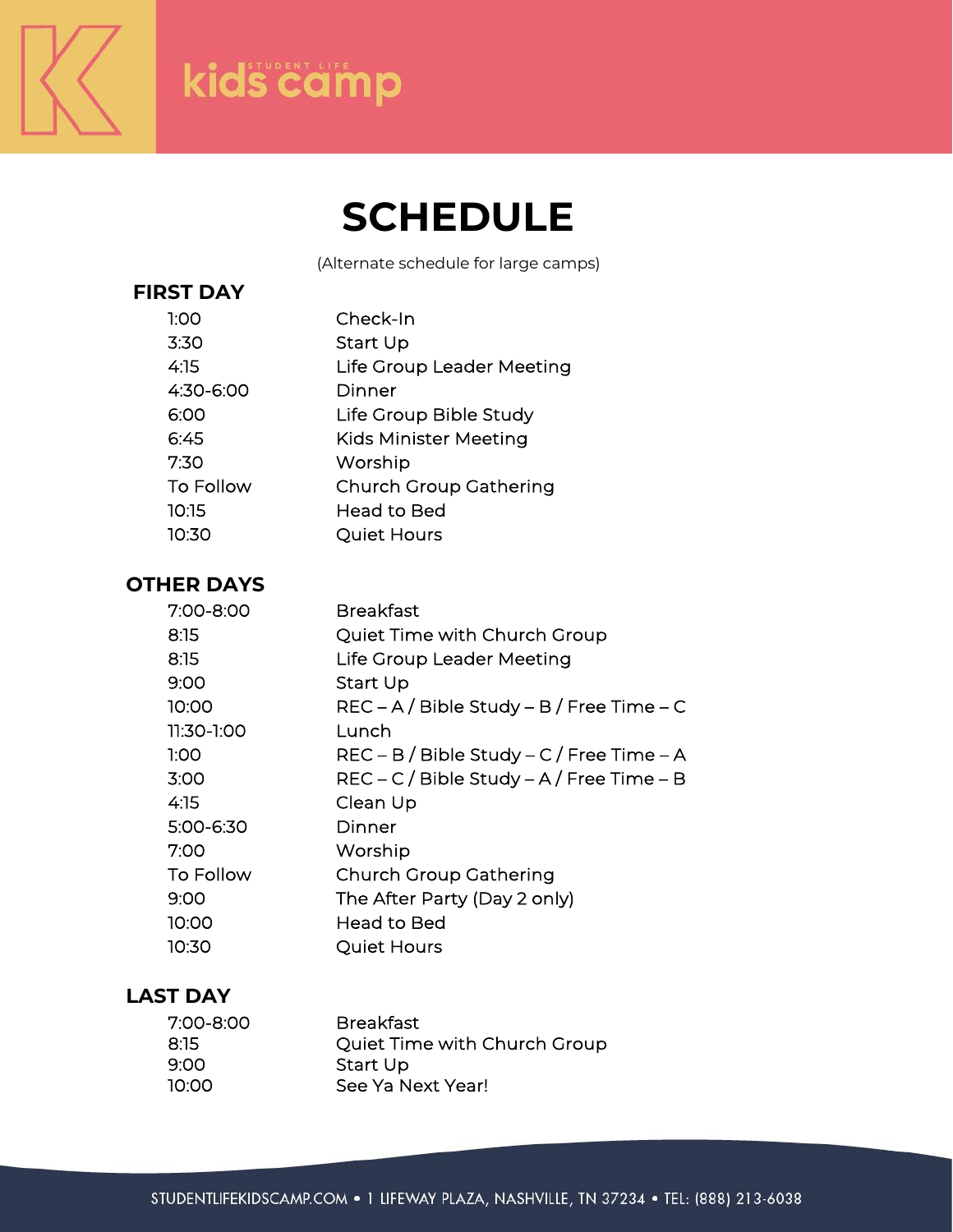kids camp

STUDENT LIFE

# SCHEDULE

(Alternate schedule for large camps)

## FIRST DAY

| | |
|---|---|
| 1:00 | Check-In |
| 3:30 | Start Up |
| 4:15 | Life Group Leader Meeting |
| 4:30-6:00 | Dinner |
| 6:00 | Life Group Bible Study |
| 6:45 | Kids Minister Meeting |
| 7:30 | Worship |
| To Follow | Church Group Gathering |
| 10:15 | Head to Bed |
| 10:30 | Quiet Hours |

## OTHER DAYS

| | |
|---|---|
| 7:00-8:00 | Breakfast |
| 8:15 | Quiet Time with Church Group |
| 8:15 | Life Group Leader Meeting |
| 9:00 | Start Up |
| 10:00 | REC – A / Bible Study – B / Free Time – C |
| 11:30-1:00 | Lunch |
| 1:00 | REC – B / Bible Study – C / Free Time – A |
| 3:00 | REC – C / Bible Study – A / Free Time – B |
| 4:15 | Clean Up |
| 5:00-6:30 | Dinner |
| 7:00 | Worship |
| To Follow | Church Group Gathering |
| 9:00 | The After Party (Day 2 only) |
| 10:00 | Head to Bed |
| 10:30 | Quiet Hours |

## LAST DAY

| | |
|---|---|
| 7:00-8:00 | Breakfast |
| 8:15 | Quiet Time with Church Group |
| 9:00 | Start Up |
| 10:00 | See Ya Next Year! |

STUDENTLIFEKIDSCAMP.COM • 1 LIFEWAY PLAZA, NASHVILLE, TN 37234 • TEL: (888) 213-6038